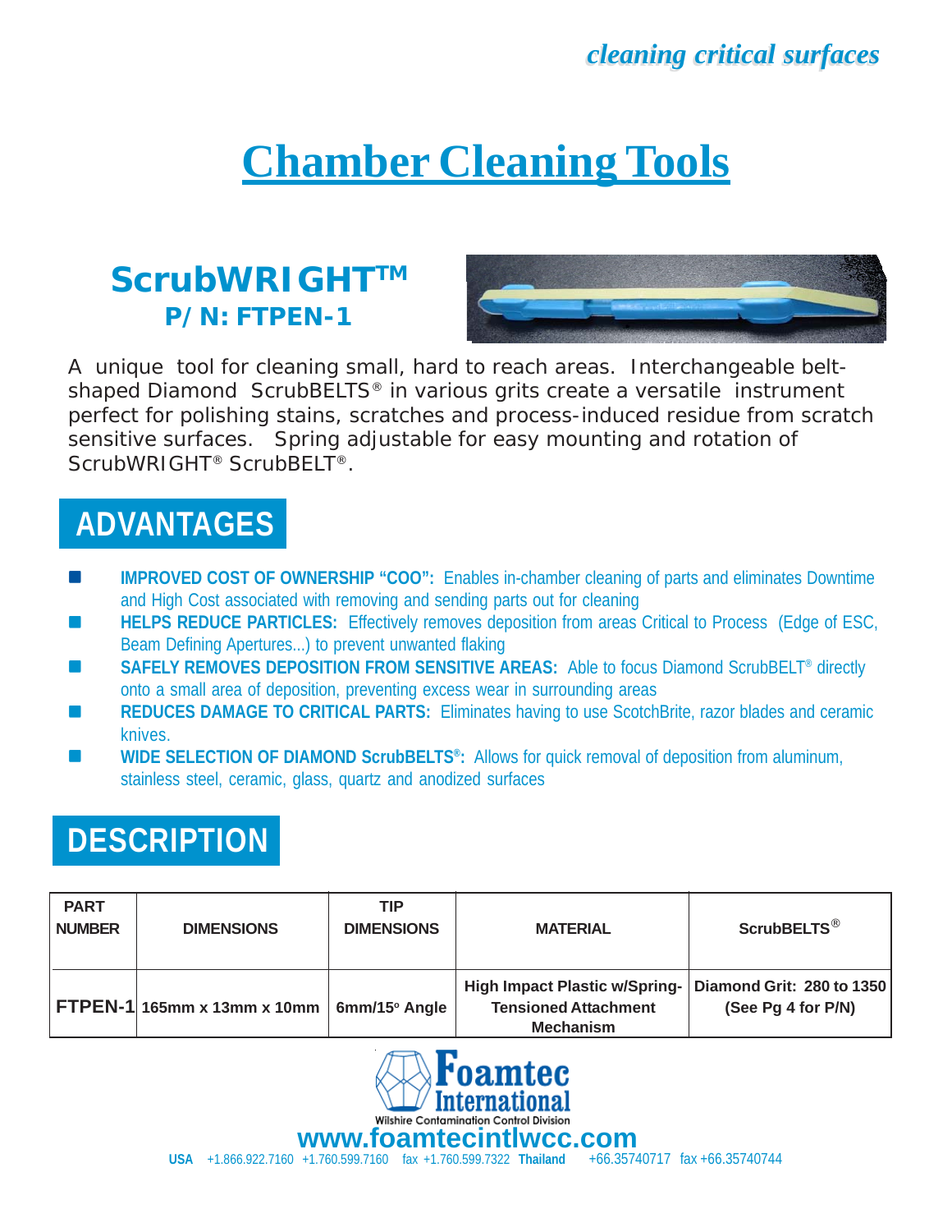*cleaning critical surfaces*

# Chamber Cleaning Tools

## ScrubWRIGHT™
### P/N: FTPEN-1

A unique tool for cleaning small, hard to reach areas. Interchangeable belt-shaped Diamond ScrubBELTS® in various grits create a versatile instrument perfect for polishing stains, scratches and process-induced residue from scratch sensitive surfaces. Spring adjustable for easy mounting and rotation of ScrubWRIGHT® ScrubBELT®.

## ADVANTAGES

- **IMPROVED COST OF OWNERSHIP "COO":** Enables in-chamber cleaning of parts and eliminates Downtime and High Cost associated with removing and sending parts out for cleaning
- **HELPS REDUCE PARTICLES:** Effectively removes deposition from areas Critical to Process (Edge of ESC, Beam Defining Apertures...) to prevent unwanted flaking
- **SAFELY REMOVES DEPOSITION FROM SENSITIVE AREAS:** Able to focus Diamond ScrubBELT® directly onto a small area of deposition, preventing excess wear in surrounding areas
- **REDUCES DAMAGE TO CRITICAL PARTS:** Eliminates having to use ScotchBrite, razor blades and ceramic knives.
- **WIDE SELECTION OF DIAMOND ScrubBELTS®:** Allows for quick removal of deposition from aluminum, stainless steel, ceramic, glass, quartz and anodized surfaces

## DESCRIPTION

| PART NUMBER | DIMENSIONS | TIP DIMENSIONS | MATERIAL | ScrubBELTS® |
|---|---|---|---|---|
| **FTPEN-1** | **165mm x 13mm x 10mm** | **6mm/15° Angle** | **High Impact Plastic w/Spring-Tensioned Attachment Mechanism** | **Diamond Grit: 280 to 1350 (See Pg 4 for P/N)** |

**Foamtec International**
Wilshire Contamination Control Division

**www.foamtecintlwcc.com**

**USA** +1.866.922.7160 +1.760.599.7160 fax +1.760.599.7322 **Thailand** +66.35740717 fax +66.35740744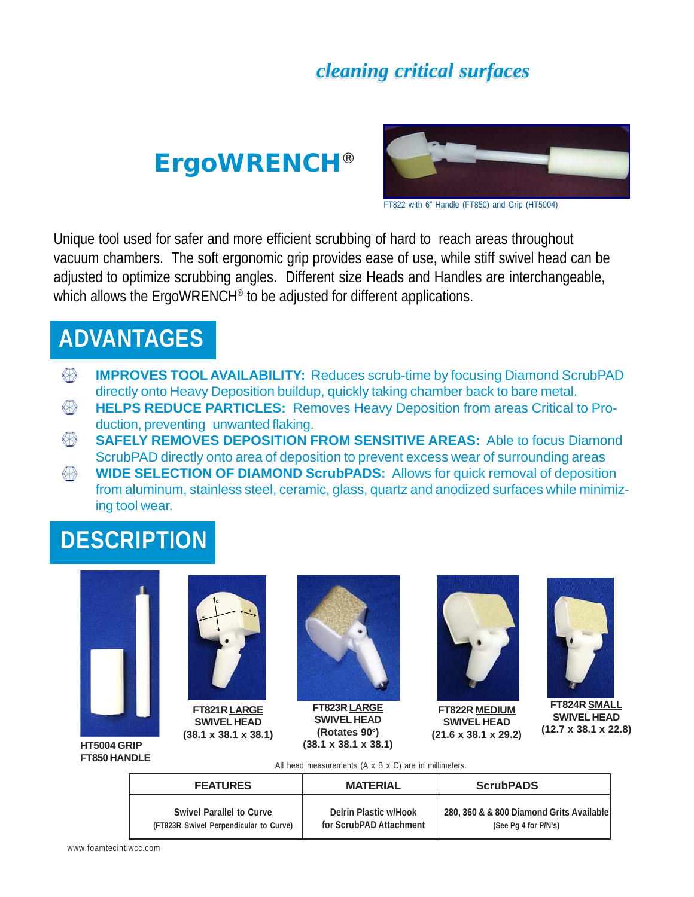*cleaning critical surfaces*

# ErgoWRENCH®

FT822 with 6" Handle (FT850) and Grip (HT5004)

Unique tool used for safer and more efficient scrubbing of hard to reach areas throughout vacuum chambers. The soft ergonomic grip provides ease of use, while stiff swivel head can be adjusted to optimize scrubbing angles. Different size Heads and Handles are interchangeable, which allows the ErgoWRENCH® to be adjusted for different applications.

## ADVANTAGES

- **IMPROVES TOOL AVAILABILITY:** Reduces scrub-time by focusing Diamond ScrubPAD directly onto Heavy Deposition buildup, quickly taking chamber back to bare metal.
- **HELPS REDUCE PARTICLES:** Removes Heavy Deposition from areas Critical to Production, preventing unwanted flaking.
- **SAFELY REMOVES DEPOSITION FROM SENSITIVE AREAS:** Able to focus Diamond ScrubPAD directly onto area of deposition to prevent excess wear of surrounding areas
- **WIDE SELECTION OF DIAMOND ScrubPADS:** Allows for quick removal of deposition from aluminum, stainless steel, ceramic, glass, quartz and anodized surfaces while minimizing tool wear.

## DESCRIPTION

**HT5004 GRIP**
**FT850 HANDLE**

**FT821R LARGE SWIVEL HEAD (38.1 x 38.1 x 38.1)**

**FT823R LARGE SWIVEL HEAD (Rotates 90°) (38.1 x 38.1 x 38.1)**

**FT822R MEDIUM SWIVEL HEAD (21.6 x 38.1 x 29.2)**

**FT824R SMALL SWIVEL HEAD (12.7 x 38.1 x 22.8)**

All head measurements (A x B x C) are in millimeters.

| FEATURES | MATERIAL | ScrubPADS |
|---|---|---|
| Swivel Parallel to Curve (FT823R Swivel Perpendicular to Curve) | Delrin Plastic w/Hook for ScrubPAD Attachment | 280, 360 & & 800 Diamond Grits Available (See Pg 4 for P/N's) |

www.foamtecintlwcc.com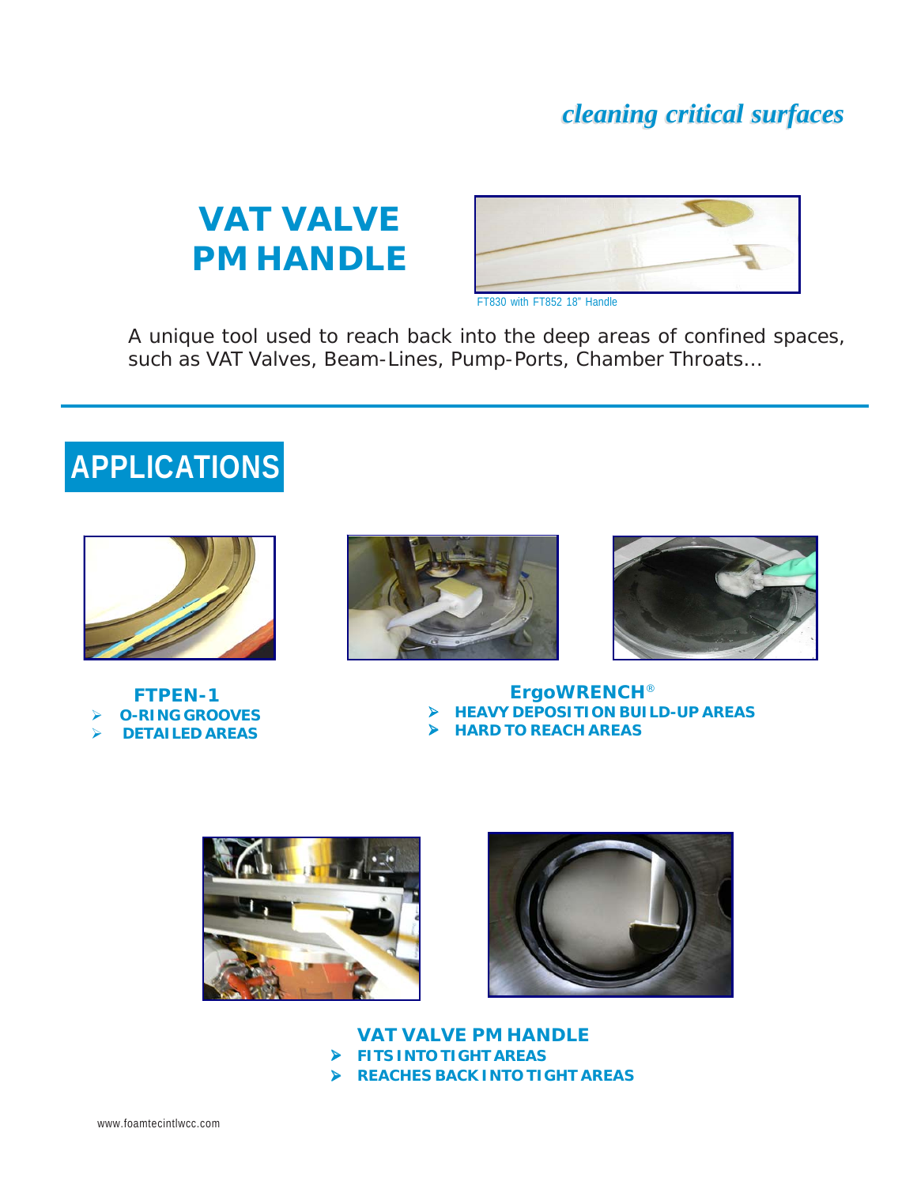*cleaning critical surfaces*

# VAT VALVE PM HANDLE

FT830 with FT852 18" Handle

A unique tool used to reach back into the deep areas of confined spaces, such as VAT Valves, Beam-Lines, Pump-Ports, Chamber Throats…

## APPLICATIONS

**FTPEN-1**

- **O-RING GROOVES**
- **DETAILED AREAS**

**ErgoWRENCH®**

- **HEAVY DEPOSITION BUILD-UP AREAS**
- **HARD TO REACH AREAS**

**VAT VALVE PM HANDLE**

- **FITS INTO TIGHT AREAS**
- **REACHES BACK INTO TIGHT AREAS**

www.foamtecintlwcc.com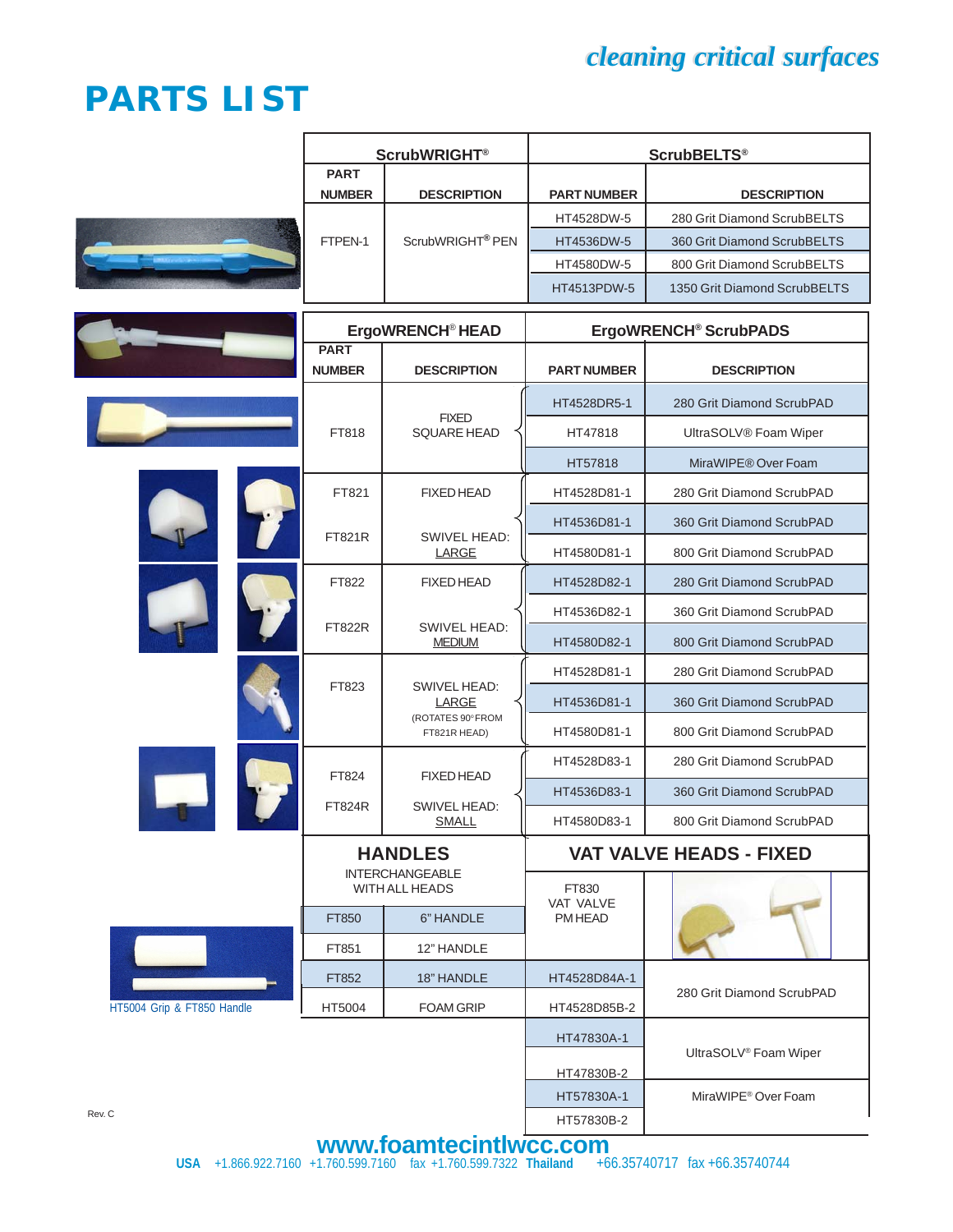*cleaning critical surfaces*

# PARTS LIST

| ScrubWRIGHT® | | ScrubBELTS® | |
|---|---|---|---|
| PART NUMBER | DESCRIPTION | PART NUMBER | DESCRIPTION |
| FTPEN-1 | ScrubWRIGHT® PEN | HT4528DW-5 | 280 Grit Diamond ScrubBELTS |
| | | HT4536DW-5 | 360 Grit Diamond ScrubBELTS |
| | | HT4580DW-5 | 800 Grit Diamond ScrubBELTS |
| | | HT4513PDW-5 | 1350 Grit Diamond ScrubBELTS |

| ErgoWRENCH® HEAD | | ErgoWRENCH® ScrubPADS | |
|---|---|---|---|
| PART NUMBER | DESCRIPTION | PART NUMBER | DESCRIPTION |
| FT818 | FIXED SQUARE HEAD | HT4528DR5-1 | 280 Grit Diamond ScrubPAD |
| | | HT47818 | UltraSOLV® Foam Wiper |
| | | HT57818 | MiraWIPE® Over Foam |
| FT821 | FIXED HEAD | HT4528D81-1 | 280 Grit Diamond ScrubPAD |
| FT821R | SWIVEL HEAD: LARGE | HT4536D81-1 | 360 Grit Diamond ScrubPAD |
| | | HT4580D81-1 | 800 Grit Diamond ScrubPAD |
| FT822 | FIXED HEAD | HT4528D82-1 | 280 Grit Diamond ScrubPAD |
| FT822R | SWIVEL HEAD: MEDIUM | HT4536D82-1 | 360 Grit Diamond ScrubPAD |
| | | HT4580D82-1 | 800 Grit Diamond ScrubPAD |
| FT823 | SWIVEL HEAD: LARGE (ROTATES 90° FROM FT821R HEAD) | HT4528D81-1 | 280 Grit Diamond ScrubPAD |
| | | HT4536D81-1 | 360 Grit Diamond ScrubPAD |
| | | HT4580D81-1 | 800 Grit Diamond ScrubPAD |
| FT824 | FIXED HEAD | HT4528D83-1 | 280 Grit Diamond ScrubPAD |
| FT824R | SWIVEL HEAD: SMALL | HT4536D83-1 | 360 Grit Diamond ScrubPAD |
| | | HT4580D83-1 | 800 Grit Diamond ScrubPAD |

| HANDLES INTERCHANGEABLE WITH ALL HEADS | | VAT VALVE HEADS - FIXED | |
|---|---|---|---|
| FT850 | 6" HANDLE | FT830 VAT VALVE PM HEAD | |
| FT851 | 12" HANDLE | | |
| FT852 | 18" HANDLE | HT4528D84A-1 | 280 Grit Diamond ScrubPAD |
| HT5004 | FOAM GRIP | HT4528D85B-2 | |
| | | HT47830A-1 | UltraSOLV® Foam Wiper |
| | | HT47830B-2 | |
| | | HT57830A-1 | MiraWIPE® Over Foam |
| | | HT57830B-2 | |

HT5004 Grip & FT850 Handle

Rev. C

**www.foamtecintlwcc.com**

**USA** +1.866.922.7160 +1.760.599.7160 fax +1.760.599.7322 **Thailand** +66.35740717 fax +66.35740744